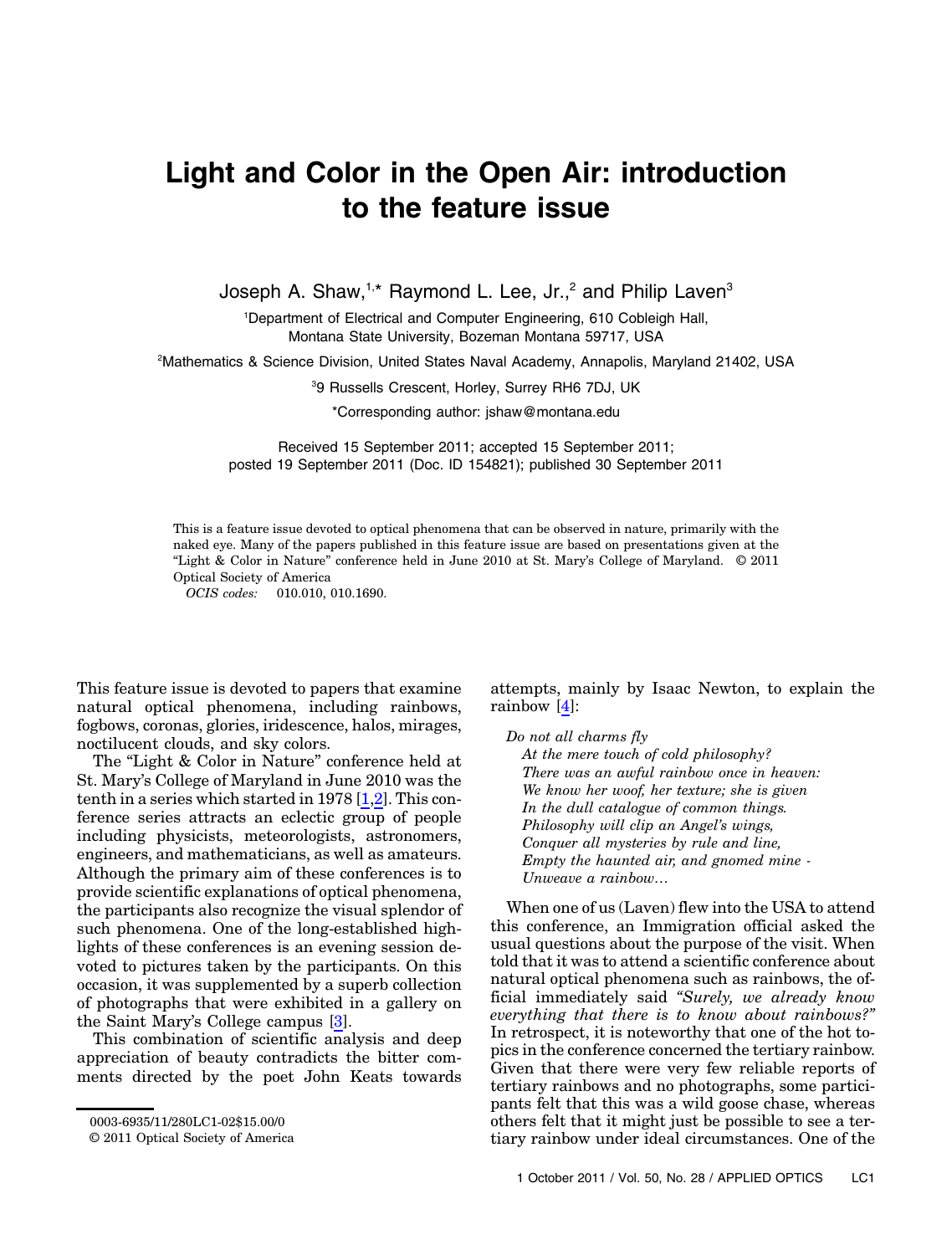# Light and Color in the Open Air: introduction to the feature issue

Joseph A. Shaw,[1,*] Raymond L. Lee, Jr.,[2] and Philip Laven[3]

[1]Department of Electrical and Computer Engineering, 610 Cobleigh Hall, Montana State University, Bozeman Montana 59717, USA

[2]Mathematics & Science Division, United States Naval Academy, Annapolis, Maryland 21402, USA

[3]9 Russells Crescent, Horley, Surrey RH6 7DJ, UK

*Corresponding author: jshaw@montana.edu

Received 15 September 2011; accepted 15 September 2011; posted 19 September 2011 (Doc. ID 154821); published 30 September 2011

This is a feature issue devoted to optical phenomena that can be observed in nature, primarily with the naked eye. Many of the papers published in this feature issue are based on presentations given at the "Light & Color in Nature" conference held in June 2010 at St. Mary's College of Maryland. © 2011 Optical Society of America

*OCIS codes:* 010.010, 010.1690.

This feature issue is devoted to papers that examine natural optical phenomena, including rainbows, fogbows, coronas, glories, iridescence, halos, mirages, noctilucent clouds, and sky colors.

The "Light & Color in Nature" conference held at St. Mary's College of Maryland in June 2010 was the tenth in a series which started in 1978 [1,2]. This conference series attracts an eclectic group of people including physicists, meteorologists, astronomers, engineers, and mathematicians, as well as amateurs. Although the primary aim of these conferences is to provide scientific explanations of optical phenomena, the participants also recognize the visual splendor of such phenomena. One of the long-established highlights of these conferences is an evening session devoted to pictures taken by the participants. On this occasion, it was supplemented by a superb collection of photographs that were exhibited in a gallery on the Saint Mary's College campus [3].

This combination of scientific analysis and deep appreciation of beauty contradicts the bitter comments directed by the poet John Keats towards attempts, mainly by Isaac Newton, to explain the rainbow [4]:

*Do not all charms fly*  
*At the mere touch of cold philosophy?*  
*There was an awful rainbow once in heaven:*  
*We know her woof, her texture; she is given*  
*In the dull catalogue of common things.*  
*Philosophy will clip an Angel's wings,*  
*Conquer all mysteries by rule and line,*  
*Empty the haunted air, and gnomed mine -*  
*Unweave a rainbow…*

When one of us (Laven) flew into the USA to attend this conference, an Immigration official asked the usual questions about the purpose of the visit. When told that it was to attend a scientific conference about natural optical phenomena such as rainbows, the official immediately said *"Surely, we already know everything that there is to know about rainbows?"* In retrospect, it is noteworthy that one of the hot topics in the conference concerned the tertiary rainbow. Given that there were very few reliable reports of tertiary rainbows and no photographs, some participants felt that this was a wild goose chase, whereas others felt that it might just be possible to see a tertiary rainbow under ideal circumstances. One of the

0003-6935/11/280LC1-02$15.00/0  
© 2011 Optical Society of America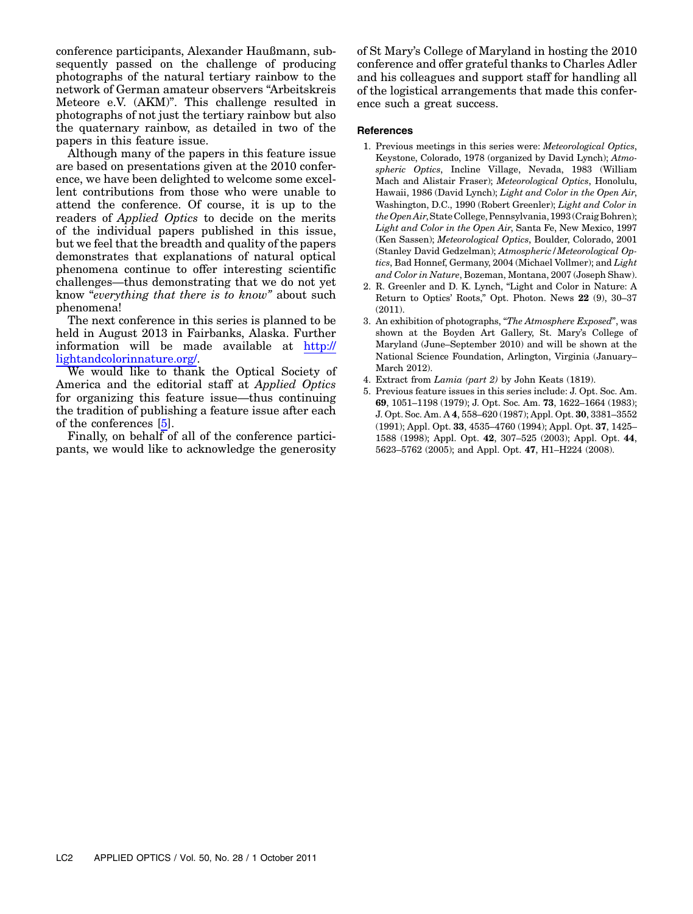conference participants, Alexander Haußmann, subsequently passed on the challenge of producing photographs of the natural tertiary rainbow to the network of German amateur observers "Arbeitskreis Meteore e.V. (AKM)". This challenge resulted in photographs of not just the tertiary rainbow but also the quaternary rainbow, as detailed in two of the papers in this feature issue.

Although many of the papers in this feature issue are based on presentations given at the 2010 conference, we have been delighted to welcome some excellent contributions from those who were unable to attend the conference. Of course, it is up to the readers of *Applied Optics* to decide on the merits of the individual papers published in this issue, but we feel that the breadth and quality of the papers demonstrates that explanations of natural optical phenomena continue to offer interesting scientific challenges—thus demonstrating that we do not yet know *"everything that there is to know"* about such phenomena!

The next conference in this series is planned to be held in August 2013 in Fairbanks, Alaska. Further information will be made available at http://lightandcolorinnature.org/.

We would like to thank the Optical Society of America and the editorial staff at *Applied Optics* for organizing this feature issue—thus continuing the tradition of publishing a feature issue after each of the conferences [5].

Finally, on behalf of all of the conference participants, we would like to acknowledge the generosity of St Mary's College of Maryland in hosting the 2010 conference and offer grateful thanks to Charles Adler and his colleagues and support staff for handling all of the logistical arrangements that made this conference such a great success.

### References

1. Previous meetings in this series were: *Meteorological Optics*, Keystone, Colorado, 1978 (organized by David Lynch); *Atmospheric Optics*, Incline Village, Nevada, 1983 (William Mach and Alistair Fraser); *Meteorological Optics*, Honolulu, Hawaii, 1986 (David Lynch); *Light and Color in the Open Air*, Washington, D.C., 1990 (Robert Greenler); *Light and Color in the Open Air*, State College, Pennsylvania, 1993 (Craig Bohren); *Light and Color in the Open Air*, Santa Fe, New Mexico, 1997 (Ken Sassen); *Meteorological Optics*, Boulder, Colorado, 2001 (Stanley David Gedzelman); *Atmospheric/Meteorological Optics*, Bad Honnef, Germany, 2004 (Michael Vollmer); and *Light and Color in Nature*, Bozeman, Montana, 2007 (Joseph Shaw).
2. R. Greenler and D. K. Lynch, "Light and Color in Nature: A Return to Optics' Roots," Opt. Photon. News **22** (9), 30–37 (2011).
3. An exhibition of photographs, "*The Atmosphere Exposed*", was shown at the Boyden Art Gallery, St. Mary's College of Maryland (June–September 2010) and will be shown at the National Science Foundation, Arlington, Virginia (January–March 2012).
4. Extract from *Lamia (part 2)* by John Keats (1819).
5. Previous feature issues in this series include: J. Opt. Soc. Am. **69**, 1051–1198 (1979); J. Opt. Soc. Am. **73**, 1622–1664 (1983); J. Opt. Soc. Am. A **4**, 558–620 (1987); Appl. Opt. **30**, 3381–3552 (1991); Appl. Opt. **33**, 4535–4760 (1994); Appl. Opt. **37**, 1425–1588 (1998); Appl. Opt. **42**, 307–525 (2003); Appl. Opt. **44**, 5623–5762 (2005); and Appl. Opt. **47**, H1–H224 (2008).